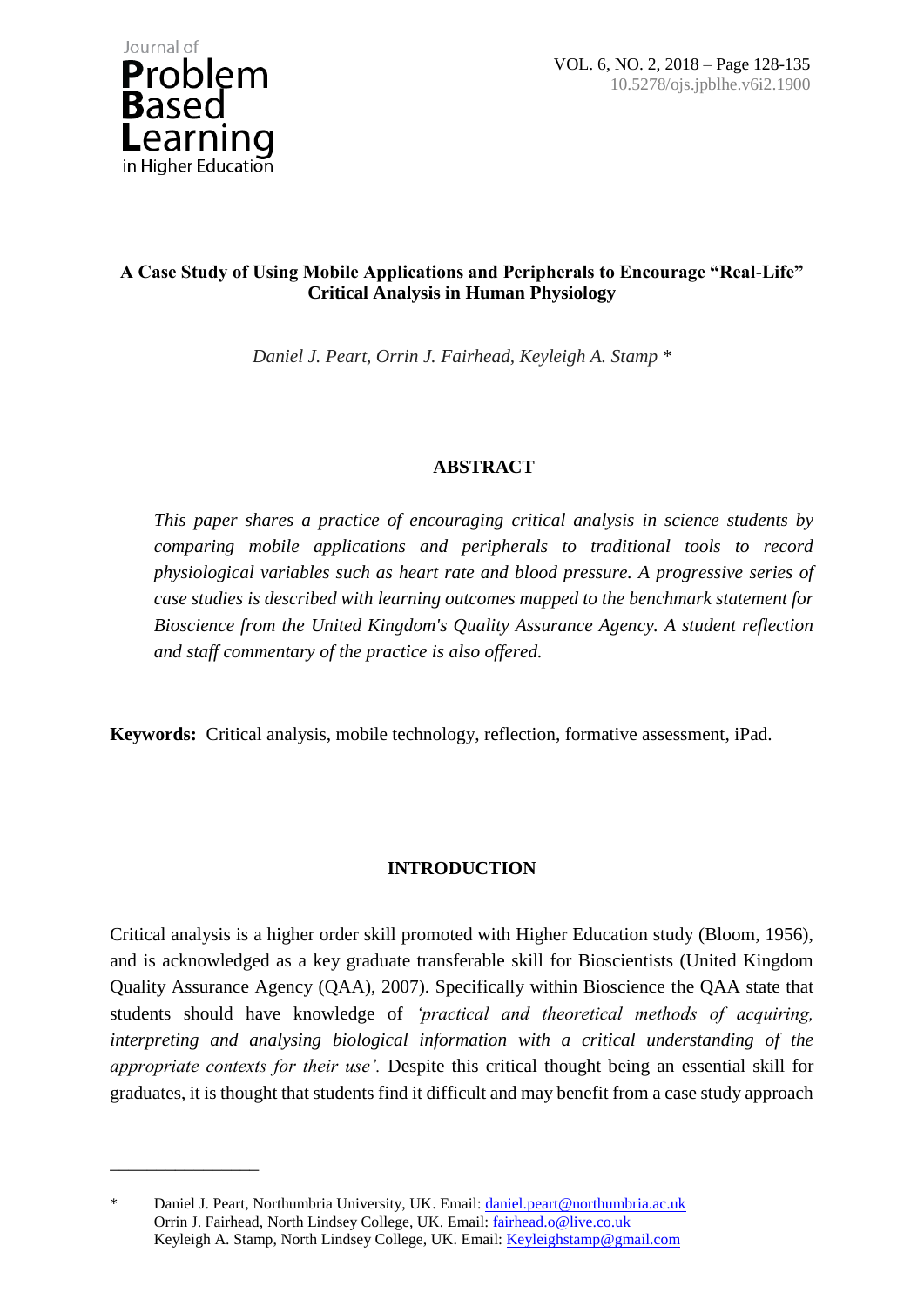# A Case Study of Using Mobile Applications and Peripherals to Encourage "Real-Life" Critical Analysis in Human Physiology

*Daniel J. Peart, Orrin J. Fairhead, Keyleigh A. Stamp* *

## ABSTRACT

*This paper shares a practice of encouraging critical analysis in science students by comparing mobile applications and peripherals to traditional tools to record physiological variables such as heart rate and blood pressure. A progressive series of case studies is described with learning outcomes mapped to the benchmark statement for Bioscience from the United Kingdom's Quality Assurance Agency. A student reflection and staff commentary of the practice is also offered.*

**Keywords:** Critical analysis, mobile technology, reflection, formative assessment, iPad.

## INTRODUCTION

Critical analysis is a higher order skill promoted with Higher Education study (Bloom, 1956), and is acknowledged as a key graduate transferable skill for Bioscientists (United Kingdom Quality Assurance Agency (QAA), 2007). Specifically within Bioscience the QAA state that students should have knowledge of *'practical and theoretical methods of acquiring, interpreting and analysing biological information with a critical understanding of the appropriate contexts for their use'.* Despite this critical thought being an essential skill for graduates, it is thought that students find it difficult and may benefit from a case study approach

---

\* Daniel J. Peart, Northumbria University, UK. Email: daniel.peart@northumbria.ac.uk
Orrin J. Fairhead, North Lindsey College, UK. Email: fairhead.o@live.co.uk
Keyleigh A. Stamp, North Lindsey College, UK. Email: Keyleighstamp@gmail.com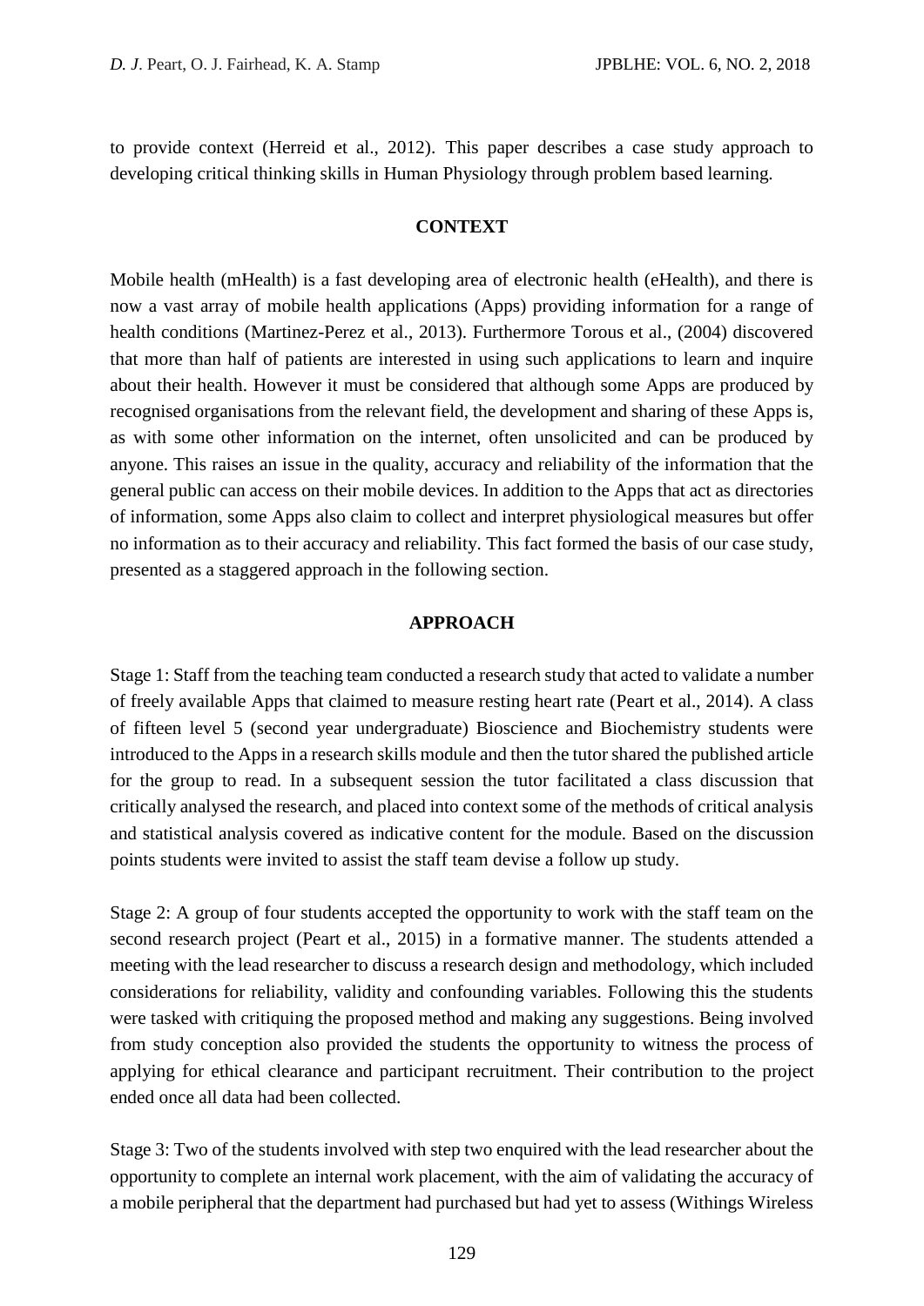to provide context (Herreid et al., 2012). This paper describes a case study approach to developing critical thinking skills in Human Physiology through problem based learning.

## CONTEXT

Mobile health (mHealth) is a fast developing area of electronic health (eHealth), and there is now a vast array of mobile health applications (Apps) providing information for a range of health conditions (Martinez-Perez et al., 2013). Furthermore Torous et al., (2004) discovered that more than half of patients are interested in using such applications to learn and inquire about their health. However it must be considered that although some Apps are produced by recognised organisations from the relevant field, the development and sharing of these Apps is, as with some other information on the internet, often unsolicited and can be produced by anyone. This raises an issue in the quality, accuracy and reliability of the information that the general public can access on their mobile devices. In addition to the Apps that act as directories of information, some Apps also claim to collect and interpret physiological measures but offer no information as to their accuracy and reliability. This fact formed the basis of our case study, presented as a staggered approach in the following section.

## APPROACH

Stage 1: Staff from the teaching team conducted a research study that acted to validate a number of freely available Apps that claimed to measure resting heart rate (Peart et al., 2014). A class of fifteen level 5 (second year undergraduate) Bioscience and Biochemistry students were introduced to the Apps in a research skills module and then the tutor shared the published article for the group to read. In a subsequent session the tutor facilitated a class discussion that critically analysed the research, and placed into context some of the methods of critical analysis and statistical analysis covered as indicative content for the module. Based on the discussion points students were invited to assist the staff team devise a follow up study.

Stage 2: A group of four students accepted the opportunity to work with the staff team on the second research project (Peart et al., 2015) in a formative manner. The students attended a meeting with the lead researcher to discuss a research design and methodology, which included considerations for reliability, validity and confounding variables. Following this the students were tasked with critiquing the proposed method and making any suggestions. Being involved from study conception also provided the students the opportunity to witness the process of applying for ethical clearance and participant recruitment. Their contribution to the project ended once all data had been collected.

Stage 3: Two of the students involved with step two enquired with the lead researcher about the opportunity to complete an internal work placement, with the aim of validating the accuracy of a mobile peripheral that the department had purchased but had yet to assess (Withings Wireless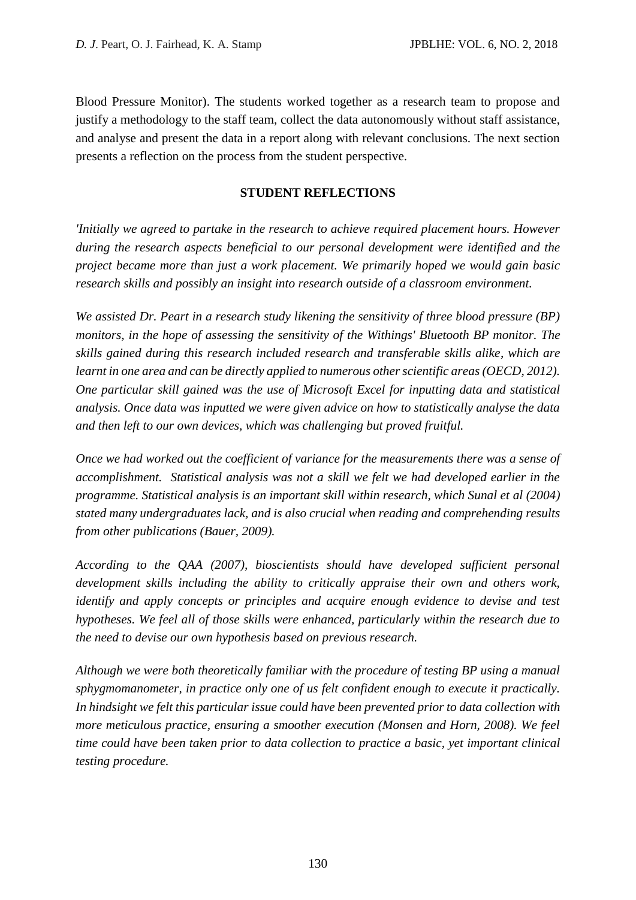Blood Pressure Monitor). The students worked together as a research team to propose and justify a methodology to the staff team, collect the data autonomously without staff assistance, and analyse and present the data in a report along with relevant conclusions. The next section presents a reflection on the process from the student perspective.

## STUDENT REFLECTIONS

*'Initially we agreed to partake in the research to achieve required placement hours. However during the research aspects beneficial to our personal development were identified and the project became more than just a work placement. We primarily hoped we would gain basic research skills and possibly an insight into research outside of a classroom environment.*

*We assisted Dr. Peart in a research study likening the sensitivity of three blood pressure (BP) monitors, in the hope of assessing the sensitivity of the Withings' Bluetooth BP monitor. The skills gained during this research included research and transferable skills alike, which are learnt in one area and can be directly applied to numerous other scientific areas (OECD, 2012). One particular skill gained was the use of Microsoft Excel for inputting data and statistical analysis. Once data was inputted we were given advice on how to statistically analyse the data and then left to our own devices, which was challenging but proved fruitful.*

*Once we had worked out the coefficient of variance for the measurements there was a sense of accomplishment. Statistical analysis was not a skill we felt we had developed earlier in the programme. Statistical analysis is an important skill within research, which Sunal et al (2004) stated many undergraduates lack, and is also crucial when reading and comprehending results from other publications (Bauer, 2009).*

*According to the QAA (2007), bioscientists should have developed sufficient personal development skills including the ability to critically appraise their own and others work, identify and apply concepts or principles and acquire enough evidence to devise and test hypotheses. We feel all of those skills were enhanced, particularly within the research due to the need to devise our own hypothesis based on previous research.*

*Although we were both theoretically familiar with the procedure of testing BP using a manual sphygmomanometer, in practice only one of us felt confident enough to execute it practically. In hindsight we felt this particular issue could have been prevented prior to data collection with more meticulous practice, ensuring a smoother execution (Monsen and Horn, 2008). We feel time could have been taken prior to data collection to practice a basic, yet important clinical testing procedure.*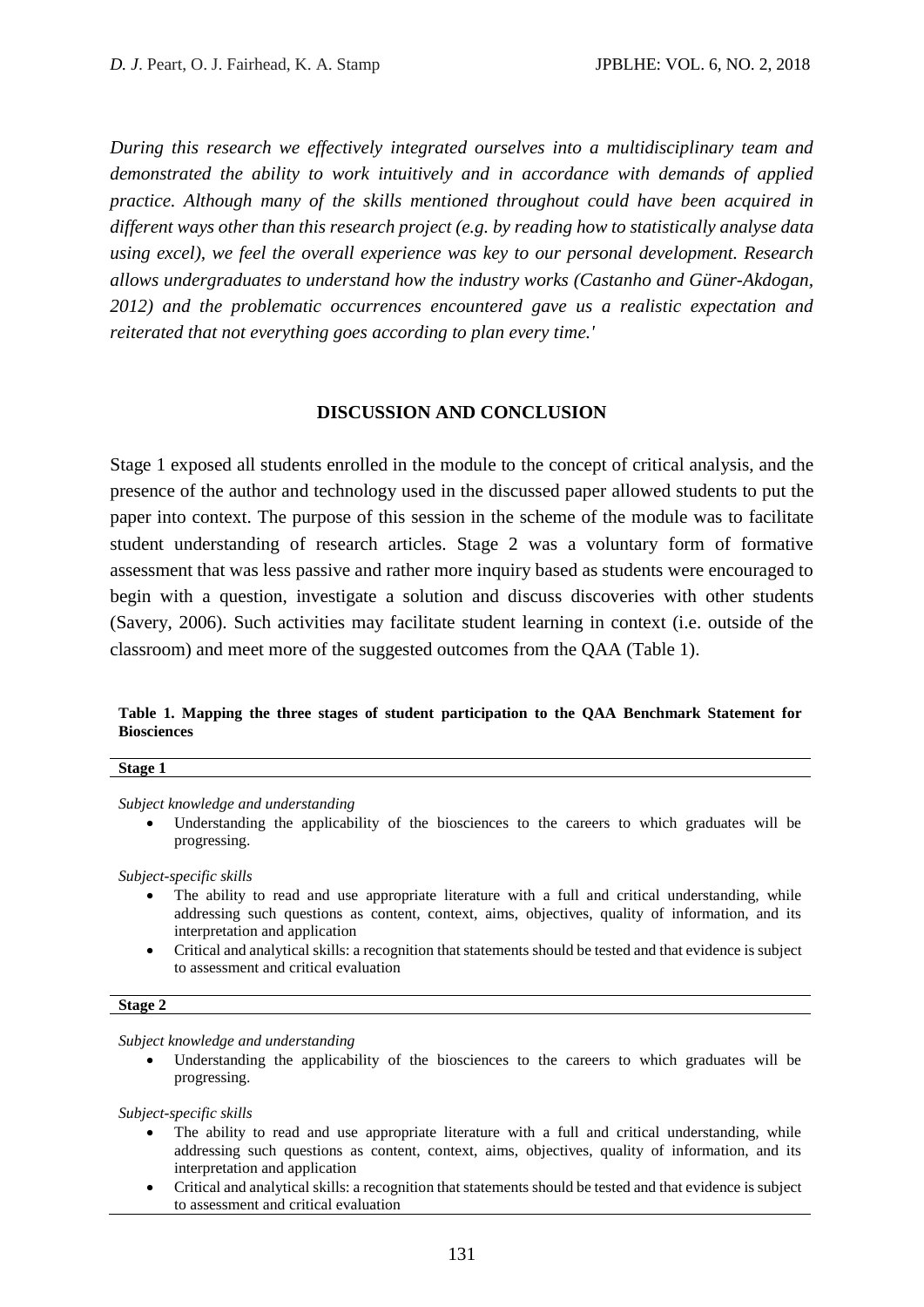*During this research we effectively integrated ourselves into a multidisciplinary team and demonstrated the ability to work intuitively and in accordance with demands of applied practice. Although many of the skills mentioned throughout could have been acquired in different ways other than this research project (e.g. by reading how to statistically analyse data using excel), we feel the overall experience was key to our personal development. Research allows undergraduates to understand how the industry works (Castanho and Güner-Akdogan, 2012) and the problematic occurrences encountered gave us a realistic expectation and reiterated that not everything goes according to plan every time.'*

## DISCUSSION AND CONCLUSION

Stage 1 exposed all students enrolled in the module to the concept of critical analysis, and the presence of the author and technology used in the discussed paper allowed students to put the paper into context. The purpose of this session in the scheme of the module was to facilitate student understanding of research articles. Stage 2 was a voluntary form of formative assessment that was less passive and rather more inquiry based as students were encouraged to begin with a question, investigate a solution and discuss discoveries with other students (Savery, 2006). Such activities may facilitate student learning in context (i.e. outside of the classroom) and meet more of the suggested outcomes from the QAA (Table 1).

**Table 1. Mapping the three stages of student participation to the QAA Benchmark Statement for Biosciences**

**Stage 1**

*Subject knowledge and understanding*

- Understanding the applicability of the biosciences to the careers to which graduates will be progressing.

*Subject-specific skills*

- The ability to read and use appropriate literature with a full and critical understanding, while addressing such questions as content, context, aims, objectives, quality of information, and its interpretation and application
- Critical and analytical skills: a recognition that statements should be tested and that evidence is subject to assessment and critical evaluation

**Stage 2**

*Subject knowledge and understanding*

- Understanding the applicability of the biosciences to the careers to which graduates will be progressing.

*Subject-specific skills*

- The ability to read and use appropriate literature with a full and critical understanding, while addressing such questions as content, context, aims, objectives, quality of information, and its interpretation and application
- Critical and analytical skills: a recognition that statements should be tested and that evidence is subject to assessment and critical evaluation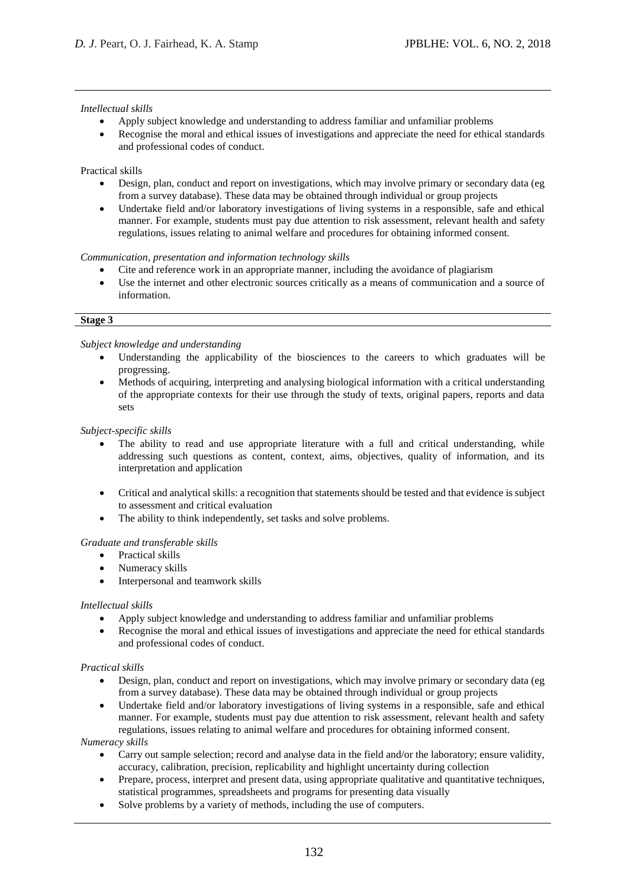*Intellectual skills*

- Apply subject knowledge and understanding to address familiar and unfamiliar problems
- Recognise the moral and ethical issues of investigations and appreciate the need for ethical standards and professional codes of conduct.

Practical skills

- Design, plan, conduct and report on investigations, which may involve primary or secondary data (eg from a survey database). These data may be obtained through individual or group projects
- Undertake field and/or laboratory investigations of living systems in a responsible, safe and ethical manner. For example, students must pay due attention to risk assessment, relevant health and safety regulations, issues relating to animal welfare and procedures for obtaining informed consent.

*Communication, presentation and information technology skills*

- Cite and reference work in an appropriate manner, including the avoidance of plagiarism
- Use the internet and other electronic sources critically as a means of communication and a source of information.

**Stage 3**

*Subject knowledge and understanding*

- Understanding the applicability of the biosciences to the careers to which graduates will be progressing.
- Methods of acquiring, interpreting and analysing biological information with a critical understanding of the appropriate contexts for their use through the study of texts, original papers, reports and data sets

*Subject-specific skills*

- The ability to read and use appropriate literature with a full and critical understanding, while addressing such questions as content, context, aims, objectives, quality of information, and its interpretation and application
- Critical and analytical skills: a recognition that statements should be tested and that evidence is subject to assessment and critical evaluation
- The ability to think independently, set tasks and solve problems.

*Graduate and transferable skills*

- Practical skills
- Numeracy skills
- Interpersonal and teamwork skills

*Intellectual skills*

- Apply subject knowledge and understanding to address familiar and unfamiliar problems
- Recognise the moral and ethical issues of investigations and appreciate the need for ethical standards and professional codes of conduct.

*Practical skills*

- Design, plan, conduct and report on investigations, which may involve primary or secondary data (eg from a survey database). These data may be obtained through individual or group projects
- Undertake field and/or laboratory investigations of living systems in a responsible, safe and ethical manner. For example, students must pay due attention to risk assessment, relevant health and safety regulations, issues relating to animal welfare and procedures for obtaining informed consent.

*Numeracy skills*

- Carry out sample selection; record and analyse data in the field and/or the laboratory; ensure validity, accuracy, calibration, precision, replicability and highlight uncertainty during collection
- Prepare, process, interpret and present data, using appropriate qualitative and quantitative techniques, statistical programmes, spreadsheets and programs for presenting data visually
- Solve problems by a variety of methods, including the use of computers.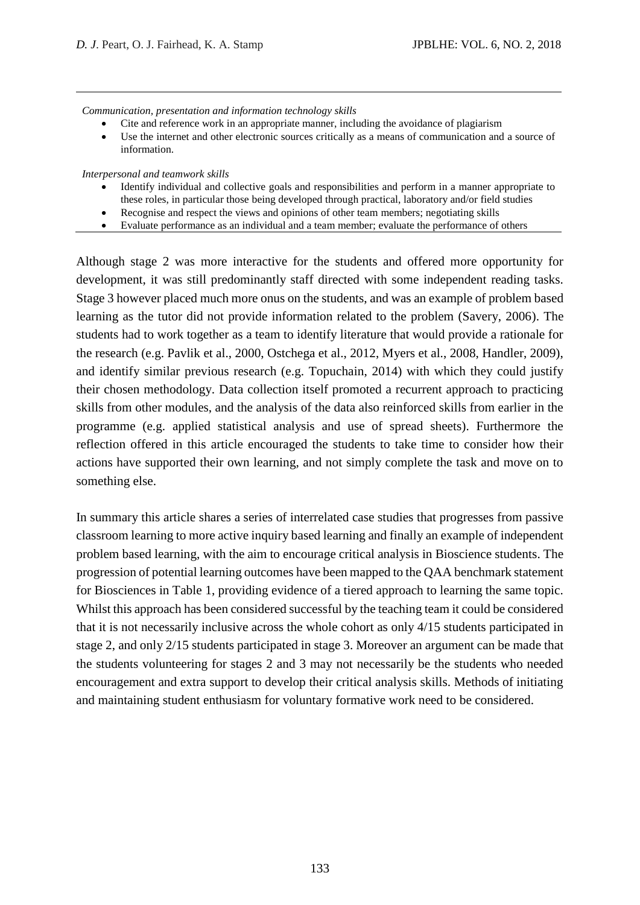*Communication, presentation and information technology skills*

- Cite and reference work in an appropriate manner, including the avoidance of plagiarism
- Use the internet and other electronic sources critically as a means of communication and a source of information.

*Interpersonal and teamwork skills*

- Identify individual and collective goals and responsibilities and perform in a manner appropriate to these roles, in particular those being developed through practical, laboratory and/or field studies
- Recognise and respect the views and opinions of other team members; negotiating skills
- Evaluate performance as an individual and a team member; evaluate the performance of others

Although stage 2 was more interactive for the students and offered more opportunity for development, it was still predominantly staff directed with some independent reading tasks. Stage 3 however placed much more onus on the students, and was an example of problem based learning as the tutor did not provide information related to the problem (Savery, 2006). The students had to work together as a team to identify literature that would provide a rationale for the research (e.g. Pavlik et al., 2000, Ostchega et al., 2012, Myers et al., 2008, Handler, 2009), and identify similar previous research (e.g. Topuchain, 2014) with which they could justify their chosen methodology. Data collection itself promoted a recurrent approach to practicing skills from other modules, and the analysis of the data also reinforced skills from earlier in the programme (e.g. applied statistical analysis and use of spread sheets). Furthermore the reflection offered in this article encouraged the students to take time to consider how their actions have supported their own learning, and not simply complete the task and move on to something else.

In summary this article shares a series of interrelated case studies that progresses from passive classroom learning to more active inquiry based learning and finally an example of independent problem based learning, with the aim to encourage critical analysis in Bioscience students. The progression of potential learning outcomes have been mapped to the QAA benchmark statement for Biosciences in Table 1, providing evidence of a tiered approach to learning the same topic. Whilst this approach has been considered successful by the teaching team it could be considered that it is not necessarily inclusive across the whole cohort as only 4/15 students participated in stage 2, and only 2/15 students participated in stage 3. Moreover an argument can be made that the students volunteering for stages 2 and 3 may not necessarily be the students who needed encouragement and extra support to develop their critical analysis skills. Methods of initiating and maintaining student enthusiasm for voluntary formative work need to be considered.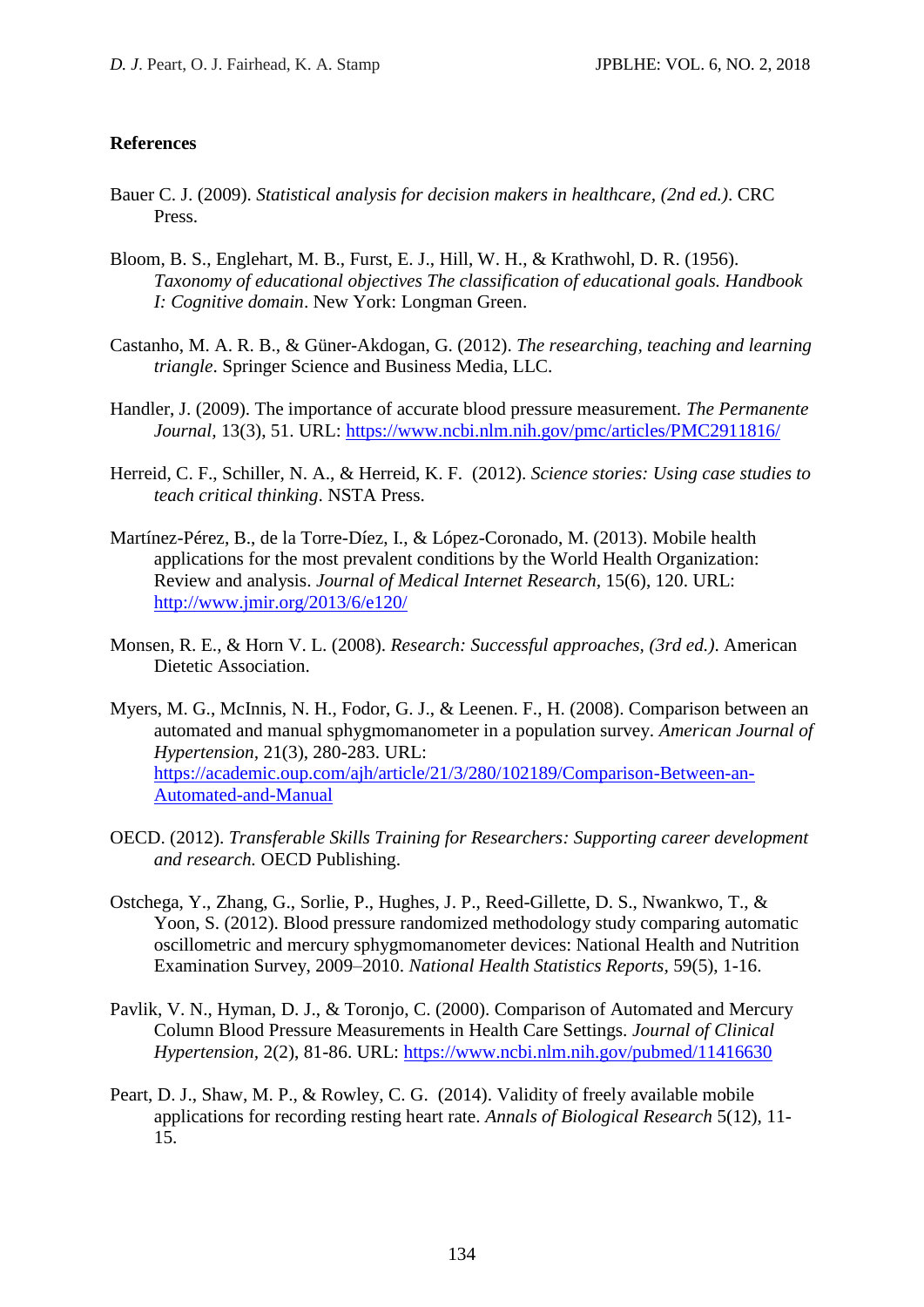**References**

Bauer C. J. (2009). *Statistical analysis for decision makers in healthcare, (2nd ed.)*. CRC Press.

Bloom, B. S., Englehart, M. B., Furst, E. J., Hill, W. H., & Krathwohl, D. R. (1956). *Taxonomy of educational objectives The classification of educational goals. Handbook I: Cognitive domain*. New York: Longman Green.

Castanho, M. A. R. B., & Güner-Akdogan, G. (2012). *The researching, teaching and learning triangle*. Springer Science and Business Media, LLC.

Handler, J. (2009). The importance of accurate blood pressure measurement. *The Permanente Journal,* 13(3), 51. URL: https://www.ncbi.nlm.nih.gov/pmc/articles/PMC2911816/

Herreid, C. F., Schiller, N. A., & Herreid, K. F. (2012). *Science stories: Using case studies to teach critical thinking*. NSTA Press.

Martínez-Pérez, B., de la Torre-Díez, I., & López-Coronado, M. (2013). Mobile health applications for the most prevalent conditions by the World Health Organization: Review and analysis. *Journal of Medical Internet Research,* 15(6), 120. URL: http://www.jmir.org/2013/6/e120/

Monsen, R. E., & Horn V. L. (2008). *Research: Successful approaches, (3rd ed.)*. American Dietetic Association.

Myers, M. G., McInnis, N. H., Fodor, G. J., & Leenen. F., H. (2008). Comparison between an automated and manual sphygmomanometer in a population survey. *American Journal of Hypertension*, 21(3), 280-283. URL: https://academic.oup.com/ajh/article/21/3/280/102189/Comparison-Between-an-Automated-and-Manual

OECD. (2012). *Transferable Skills Training for Researchers: Supporting career development and research.* OECD Publishing.

Ostchega, Y., Zhang, G., Sorlie, P., Hughes, J. P., Reed-Gillette, D. S., Nwankwo, T., & Yoon, S. (2012). Blood pressure randomized methodology study comparing automatic oscillometric and mercury sphygmomanometer devices: National Health and Nutrition Examination Survey, 2009–2010. *National Health Statistics Reports,* 59(5), 1-16.

Pavlik, V. N., Hyman, D. J., & Toronjo, C. (2000). Comparison of Automated and Mercury Column Blood Pressure Measurements in Health Care Settings. *Journal of Clinical Hypertension,* 2(2), 81-86. URL: https://www.ncbi.nlm.nih.gov/pubmed/11416630

Peart, D. J., Shaw, M. P., & Rowley, C. G. (2014). Validity of freely available mobile applications for recording resting heart rate. *Annals of Biological Research* 5(12), 11-15.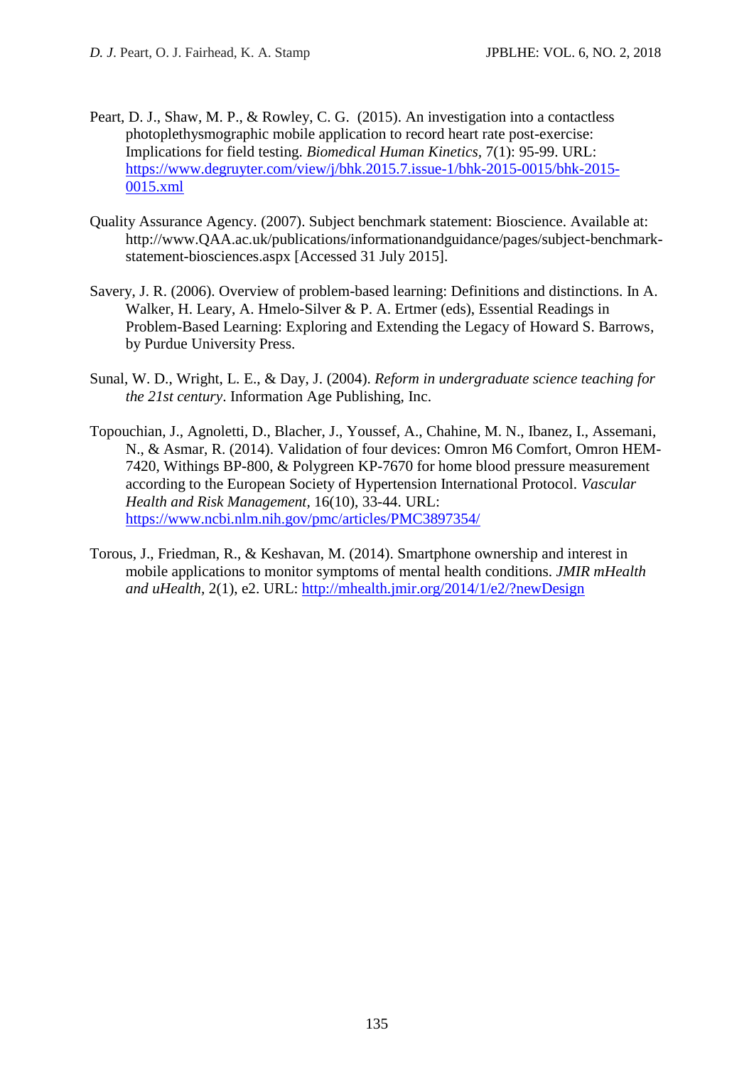Peart, D. J., Shaw, M. P., & Rowley, C. G. (2015). An investigation into a contactless photoplethysmographic mobile application to record heart rate post-exercise: Implications for field testing. *Biomedical Human Kinetics*, 7(1): 95-99. URL: https://www.degruyter.com/view/j/bhk.2015.7.issue-1/bhk-2015-0015/bhk-2015-0015.xml

Quality Assurance Agency. (2007). Subject benchmark statement: Bioscience. Available at: http://www.QAA.ac.uk/publications/informationandguidance/pages/subject-benchmark-statement-biosciences.aspx [Accessed 31 July 2015].

Savery, J. R. (2006). Overview of problem-based learning: Definitions and distinctions. In A. Walker, H. Leary, A. Hmelo-Silver & P. A. Ertmer (eds), Essential Readings in Problem-Based Learning: Exploring and Extending the Legacy of Howard S. Barrows, by Purdue University Press.

Sunal, W. D., Wright, L. E., & Day, J. (2004). *Reform in undergraduate science teaching for the 21st century*. Information Age Publishing, Inc.

Topouchian, J., Agnoletti, D., Blacher, J., Youssef, A., Chahine, M. N., Ibanez, I., Assemani, N., & Asmar, R. (2014). Validation of four devices: Omron M6 Comfort, Omron HEM-7420, Withings BP-800, & Polygreen KP-7670 for home blood pressure measurement according to the European Society of Hypertension International Protocol. *Vascular Health and Risk Management*, 16(10), 33-44. URL: https://www.ncbi.nlm.nih.gov/pmc/articles/PMC3897354/

Torous, J., Friedman, R., & Keshavan, M. (2014). Smartphone ownership and interest in mobile applications to monitor symptoms of mental health conditions. *JMIR mHealth and uHealth*, 2(1), e2. URL: http://mhealth.jmir.org/2014/1/e2/?newDesign